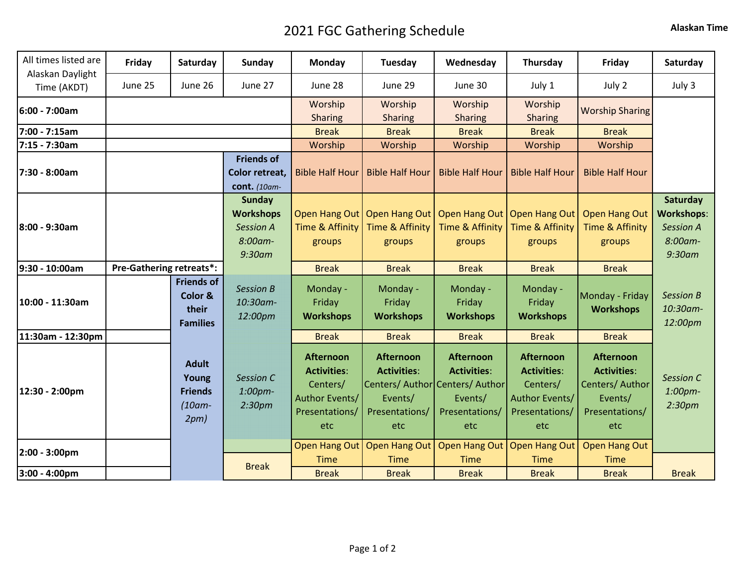# 2021 FGC Gathering Schedule

**Alaskan Time**

| All times listed are Alaskan Daylight Time (AKDT) | Friday | Saturday | Sunday | Monday | Tuesday | Wednesday | Thursday | Friday | Saturday |
|---|---|---|---|---|---|---|---|---|---|
| | June 25 | June 26 | June 27 | June 28 | June 29 | June 30 | July 1 | July 2 | July 3 |
| **6:00 - 7:00am** | | | | Worship Sharing | Worship Sharing | Worship Sharing | Worship Sharing | Worship Sharing | |
| **7:00 - 7:15am** | | | | Break | Break | Break | Break | Break | |
| **7:15 - 7:30am** | | | | Worship | Worship | Worship | Worship | Worship | |
| **7:30 - 8:00am** | | | **Friends of Color retreat, cont.** *(10am-* | Bible Half Hour | Bible Half Hour | Bible Half Hour | Bible Half Hour | Bible Half Hour | |
| **8:00 - 9:30am** | | | **Sunday Workshops** *Session A 8:00am-9:30am* | Open Hang Out Time & Affinity groups | Open Hang Out Time & Affinity groups | Open Hang Out Time & Affinity groups | Open Hang Out Time & Affinity groups | Open Hang Out Time & Affinity groups | **Saturday Workshops**: *Session A 8:00am-9:30am* |
| **9:30 - 10:00am** | **Pre-Gathering retreats*:** | | | Break | Break | Break | Break | Break | |
| **10:00 - 11:30am** | | **Friends of Color & their Families** | *Session B 10:30am-12:00pm* | Monday - Friday **Workshops** | Monday - Friday **Workshops** | Monday - Friday **Workshops** | Monday - Friday **Workshops** | Monday - Friday **Workshops** | *Session B 10:30am-12:00pm* |
| **11:30am - 12:30pm** | | | | Break | Break | Break | Break | Break | |
| **12:30 - 2:00pm** | | **Adult Young Friends** *(10am-2pm)* | *Session C 1:00pm-2:30pm* | **Afternoon Activities**: Centers/ Author Events/ Presentations/ etc | **Afternoon Activities**: Centers/ Author Events/ Presentations/ etc | **Afternoon Activities**: Centers/ Author Events/ Presentations/ etc | **Afternoon Activities**: Centers/ Author Events/ Presentations/ etc | **Afternoon Activities**: Centers/ Author Events/ Presentations/ etc | *Session C 1:00pm-2:30pm* |
| **2:00 - 3:00pm** | | | Break | Open Hang Out Time | Open Hang Out Time | Open Hang Out Time | Open Hang Out Time | Open Hang Out Time | |
| **3:00 - 4:00pm** | | | | Break | Break | Break | Break | Break | Break |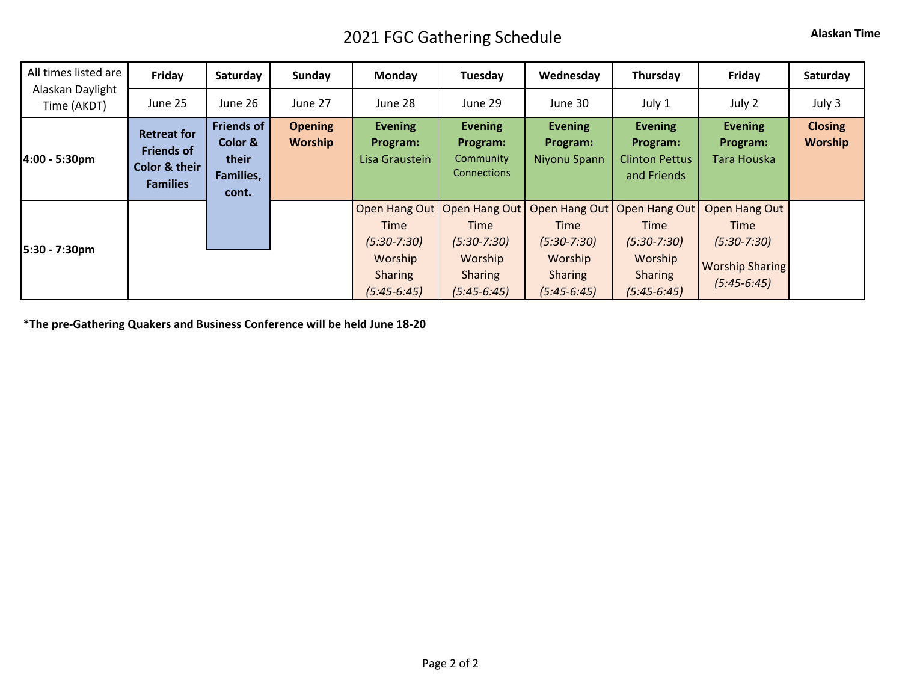# 2021 FGC Gathering Schedule

**Alaskan Time**

| All times listed are Alaskan Daylight Time (AKDT) | **Friday** | **Saturday** | **Sunday** | **Monday** | **Tuesday** | **Wednesday** | **Thursday** | **Friday** | **Saturday** |
|---|---|---|---|---|---|---|---|---|---|
| | June 25 | June 26 | June 27 | June 28 | June 29 | June 30 | July 1 | July 2 | July 3 |
| **4:00 - 5:30pm** | **Retreat for Friends of Color & their Families** | **Friends of Color & their Families, cont.** | **Opening Worship** | **Evening Program:** Lisa Graustein | **Evening Program:** Community Connections | **Evening Program:** Niyonu Spann | **Evening Program:** Clinton Pettus and Friends | **Evening Program:** Tara Houska | **Closing Worship** |
| **5:30 - 7:30pm** | | | | Open Hang Out Time *(5:30-7:30)* Worship Sharing *(5:45-6:45)* | Open Hang Out Time *(5:30-7:30)* Worship Sharing *(5:45-6:45)* | Open Hang Out Time *(5:30-7:30)* Worship Sharing *(5:45-6:45)* | Open Hang Out Time *(5:30-7:30)* Worship Sharing *(5:45-6:45)* | Open Hang Out Time *(5:30-7:30)* Worship Sharing *(5:45-6:45)* | |

**\*The pre-Gathering Quakers and Business Conference will be held June 18-20**